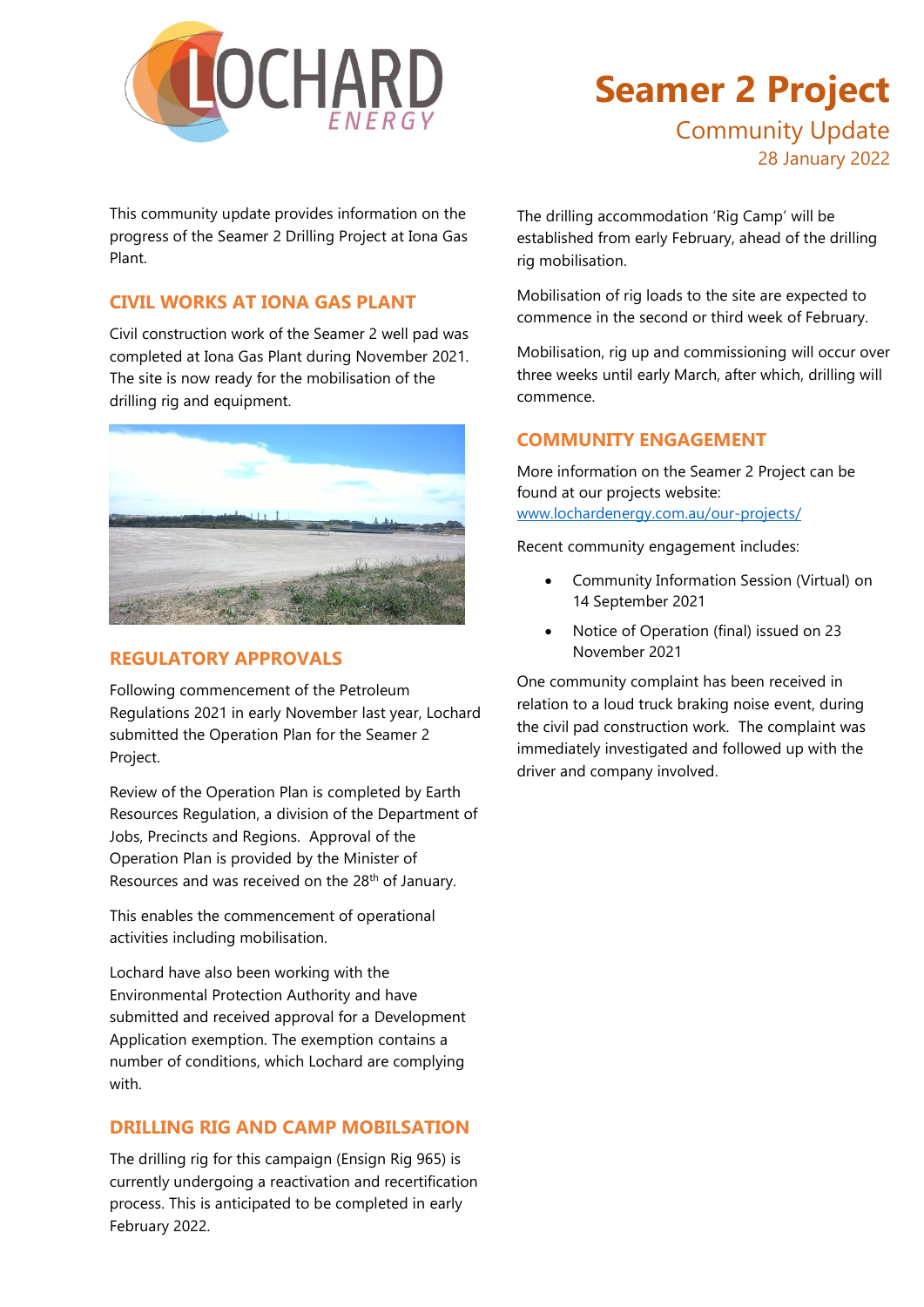# Seamer 2 Project

## Community Update

28 January 2022

This community update provides information on the progress of the Seamer 2 Drilling Project at Iona Gas Plant.

## CIVIL WORKS AT IONA GAS PLANT

Civil construction work of the Seamer 2 well pad was completed at Iona Gas Plant during November 2021. The site is now ready for the mobilisation of the drilling rig and equipment.

## REGULATORY APPROVALS

Following commencement of the Petroleum Regulations 2021 in early November last year, Lochard submitted the Operation Plan for the Seamer 2 Project.

Review of the Operation Plan is completed by Earth Resources Regulation, a division of the Department of Jobs, Precincts and Regions. Approval of the Operation Plan is provided by the Minister of Resources and was received on the 28th of January.

This enables the commencement of operational activities including mobilisation.

Lochard have also been working with the Environmental Protection Authority and have submitted and received approval for a Development Application exemption. The exemption contains a number of conditions, which Lochard are complying with.

## DRILLING RIG AND CAMP MOBILSATION

The drilling rig for this campaign (Ensign Rig 965) is currently undergoing a reactivation and recertification process. This is anticipated to be completed in early February 2022.

The drilling accommodation 'Rig Camp' will be established from early February, ahead of the drilling rig mobilisation.

Mobilisation of rig loads to the site are expected to commence in the second or third week of February.

Mobilisation, rig up and commissioning will occur over three weeks until early March, after which, drilling will commence.

## COMMUNITY ENGAGEMENT

More information on the Seamer 2 Project can be found at our projects website: [www.lochardenergy.com.au/our-projects/](www.lochardenergy.com.au/our-projects/)

Recent community engagement includes:

- Community Information Session (Virtual) on 14 September 2021
- Notice of Operation (final) issued on 23 November 2021

One community complaint has been received in relation to a loud truck braking noise event, during the civil pad construction work. The complaint was immediately investigated and followed up with the driver and company involved.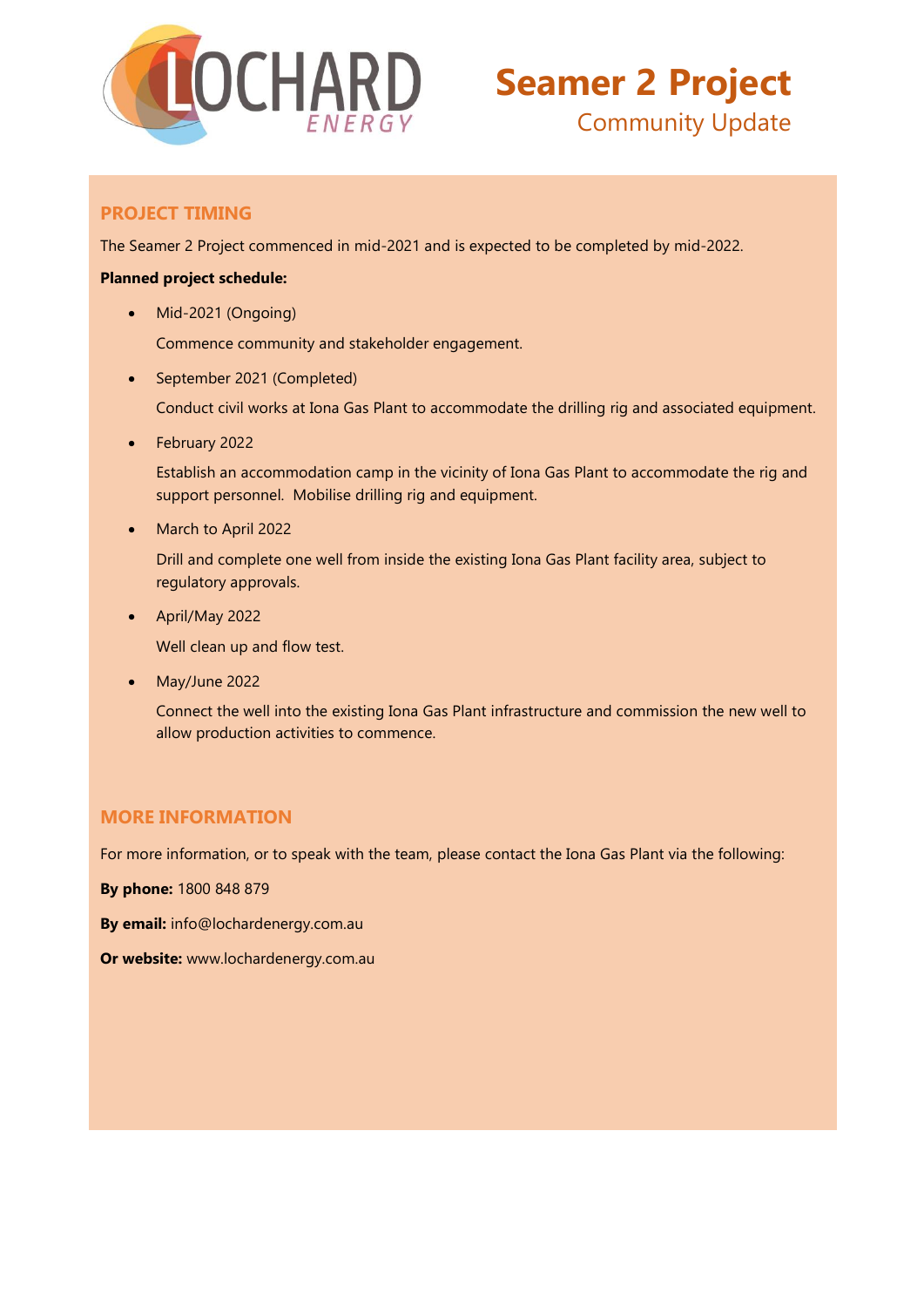# Seamer 2 Project

Community Update

## PROJECT TIMING

The Seamer 2 Project commenced in mid-2021 and is expected to be completed by mid-2022.

**Planned project schedule:**

- Mid-2021 (Ongoing)

  Commence community and stakeholder engagement.

- September 2021 (Completed)

  Conduct civil works at Iona Gas Plant to accommodate the drilling rig and associated equipment.

- February 2022

  Establish an accommodation camp in the vicinity of Iona Gas Plant to accommodate the rig and support personnel. Mobilise drilling rig and equipment.

- March to April 2022

  Drill and complete one well from inside the existing Iona Gas Plant facility area, subject to regulatory approvals.

- April/May 2022

  Well clean up and flow test.

- May/June 2022

  Connect the well into the existing Iona Gas Plant infrastructure and commission the new well to allow production activities to commence.

## MORE INFORMATION

For more information, or to speak with the team, please contact the Iona Gas Plant via the following:

**By phone:** 1800 848 879

**By email:** info@lochardenergy.com.au

**Or website:** www.lochardenergy.com.au